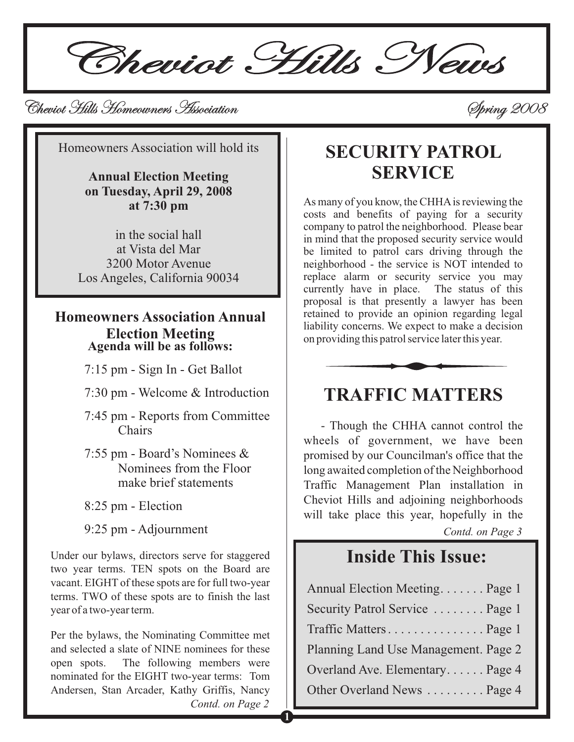# Cheviot Hills News

Cheviot Hills Homeowners Association

Spring 2008

Homeowners Association will hold its

**Annual Election Meeting on Tuesday, April 29, 2008 at 7:30 pm**

in the social hall
at Vista del Mar
3200 Motor Avenue
Los Angeles, California 90034

## Homeowners Association Annual Election Meeting

**Agenda will be as follows:**

- 7:15 pm - Sign In - Get Ballot
- 7:30 pm - Welcome & Introduction
- 7:45 pm - Reports from Committee Chairs
- 7:55 pm - Board's Nominees & Nominees from the Floor make brief statements
- 8:25 pm - Election
- 9:25 pm - Adjournment

Under our bylaws, directors serve for staggered two year terms. TEN spots on the Board are vacant. EIGHT of these spots are for full two-year terms. TWO of these spots are to finish the last year of a two-year term.

Per the bylaws, the Nominating Committee met and selected a slate of NINE nominees for these open spots. The following members were nominated for the EIGHT two-year terms: Tom Andersen, Stan Arcader, Kathy Griffis, Nancy

*Contd. on Page 2*

## SECURITY PATROL SERVICE

As many of you know, the CHHA is reviewing the costs and benefits of paying for a security company to patrol the neighborhood. Please bear in mind that the proposed security service would be limited to patrol cars driving through the neighborhood - the service is NOT intended to replace alarm or security service you may currently have in place. The status of this proposal is that presently a lawyer has been retained to provide an opinion regarding legal liability concerns. We expect to make a decision on providing this patrol service later this year.

## TRAFFIC MATTERS

- Though the CHHA cannot control the wheels of government, we have been promised by our Councilman's office that the long awaited completion of the Neighborhood Traffic Management Plan installation in Cheviot Hills and adjoining neighborhoods will take place this year, hopefully in the

*Contd. on Page 3*

## Inside This Issue:

- Annual Election Meeting....... Page 1
- Security Patrol Service ........ Page 1
- Traffic Matters............... Page 1
- Planning Land Use Management. Page 2
- Overland Ave. Elementary...... Page 4
- Other Overland News ......... Page 4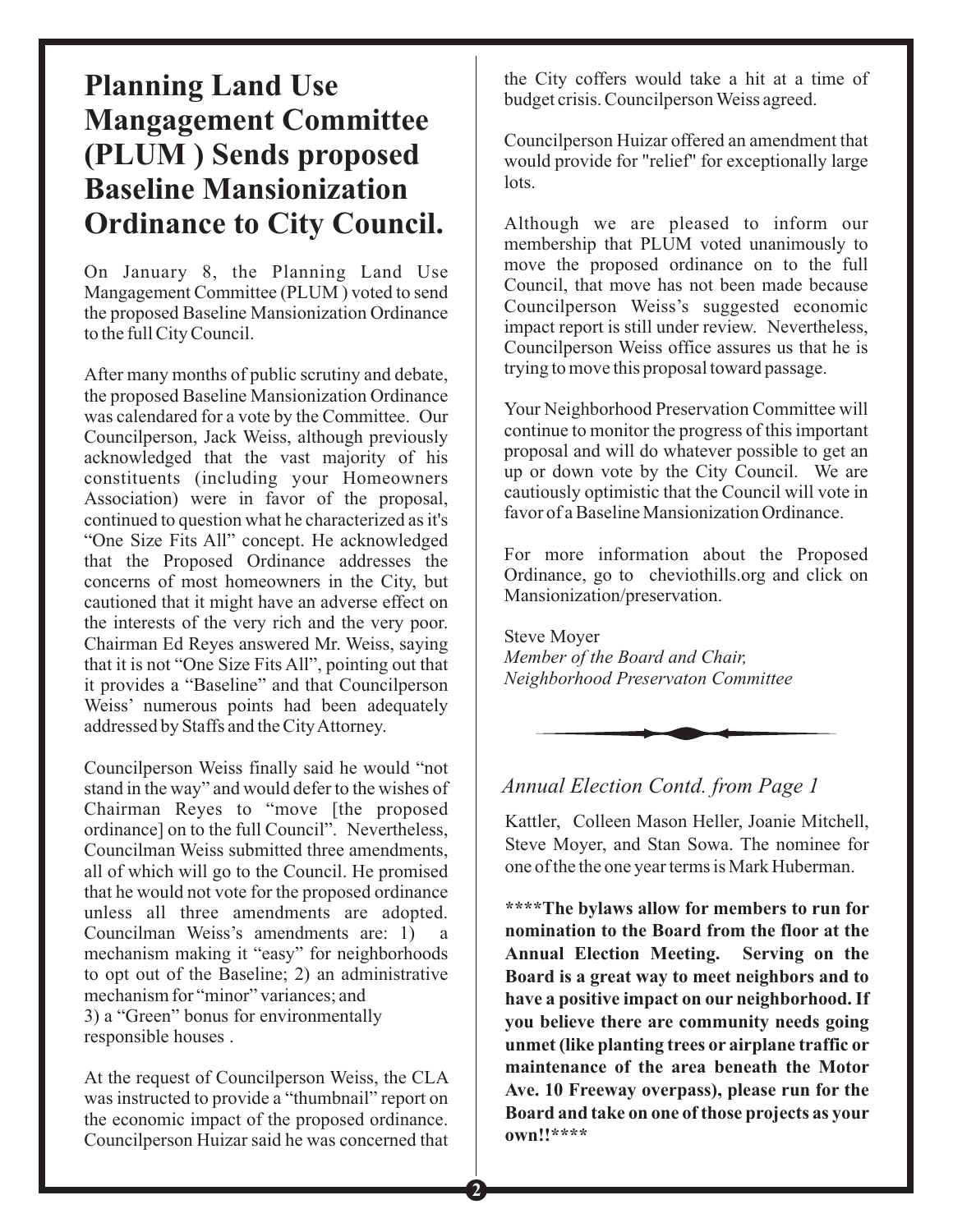# Planning Land Use Mangagement Committee (PLUM ) Sends proposed Baseline Mansionization Ordinance to City Council.

On January 8, the Planning Land Use Mangagement Committee (PLUM ) voted to send the proposed Baseline Mansionization Ordinance to the full City Council.

After many months of public scrutiny and debate, the proposed Baseline Mansionization Ordinance was calendared for a vote by the Committee. Our Councilperson, Jack Weiss, although previously acknowledged that the vast majority of his constituents (including your Homeowners Association) were in favor of the proposal, continued to question what he characterized as it's "One Size Fits All" concept. He acknowledged that the Proposed Ordinance addresses the concerns of most homeowners in the City, but cautioned that it might have an adverse effect on the interests of the very rich and the very poor. Chairman Ed Reyes answered Mr. Weiss, saying that it is not "One Size Fits All", pointing out that it provides a "Baseline" and that Councilperson Weiss' numerous points had been adequately addressed by Staffs and the City Attorney.

Councilperson Weiss finally said he would "not stand in the way" and would defer to the wishes of Chairman Reyes to "move [the proposed ordinance] on to the full Council". Nevertheless, Councilman Weiss submitted three amendments, all of which will go to the Council. He promised that he would not vote for the proposed ordinance unless all three amendments are adopted. Councilman Weiss's amendments are: 1) a mechanism making it "easy" for neighborhoods to opt out of the Baseline; 2) an administrative mechanism for "minor" variances; and 3) a "Green" bonus for environmentally responsible houses .

At the request of Councilperson Weiss, the CLA was instructed to provide a "thumbnail" report on the economic impact of the proposed ordinance. Councilperson Huizar said he was concerned that the City coffers would take a hit at a time of budget crisis. Councilperson Weiss agreed.

Councilperson Huizar offered an amendment that would provide for "relief" for exceptionally large lots.

Although we are pleased to inform our membership that PLUM voted unanimously to move the proposed ordinance on to the full Council, that move has not been made because Councilperson Weiss's suggested economic impact report is still under review. Nevertheless, Councilperson Weiss office assures us that he is trying to move this proposal toward passage.

Your Neighborhood Preservation Committee will continue to monitor the progress of this important proposal and will do whatever possible to get an up or down vote by the City Council. We are cautiously optimistic that the Council will vote in favor of a Baseline Mansionization Ordinance.

For more information about the Proposed Ordinance, go to cheviothills.org and click on Mansionization/preservation.

Steve Moyer
*Member of the Board and Chair,*
*Neighborhood Preservaton Committee*

## *Annual Election Contd. from Page 1*

Kattler, Colleen Mason Heller, Joanie Mitchell, Steve Moyer, and Stan Sowa. The nominee for one of the the one year terms is Mark Huberman.

**\*\*\*\*The bylaws allow for members to run for nomination to the Board from the floor at the Annual Election Meeting. Serving on the Board is a great way to meet neighbors and to have a positive impact on our neighborhood. If you believe there are community needs going unmet (like planting trees or airplane traffic or maintenance of the area beneath the Motor Ave. 10 Freeway overpass), please run for the Board and take on one of those projects as your own!!\*\*\*\***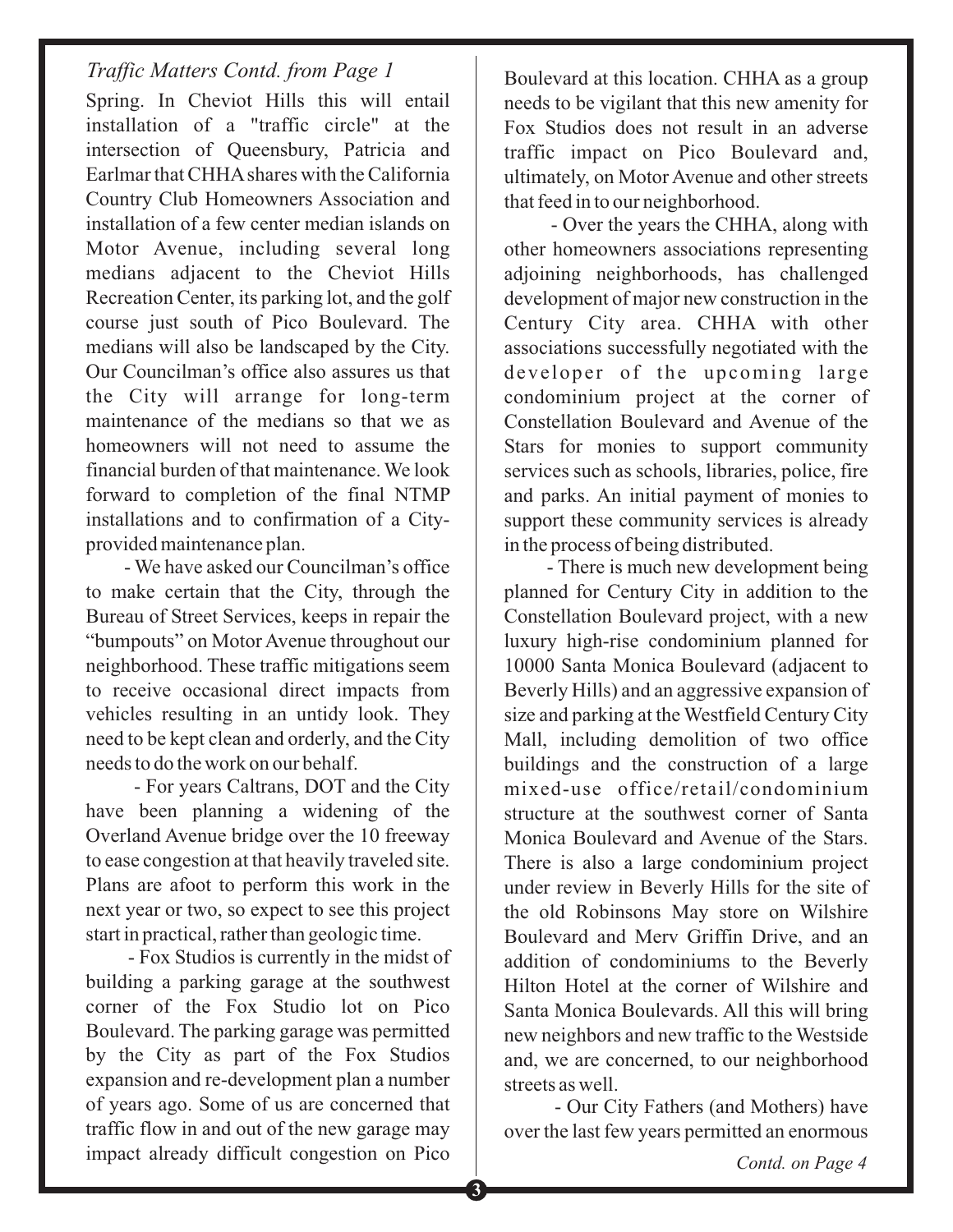*Traffic Matters Contd. from Page 1*

Spring. In Cheviot Hills this will entail installation of a "traffic circle" at the intersection of Queensbury, Patricia and Earlmar that CHHA shares with the California Country Club Homeowners Association and installation of a few center median islands on Motor Avenue, including several long medians adjacent to the Cheviot Hills Recreation Center, its parking lot, and the golf course just south of Pico Boulevard. The medians will also be landscaped by the City. Our Councilman's office also assures us that the City will arrange for long-term maintenance of the medians so that we as homeowners will not need to assume the financial burden of that maintenance. We look forward to completion of the final NTMP installations and to confirmation of a City-provided maintenance plan.

- We have asked our Councilman's office to make certain that the City, through the Bureau of Street Services, keeps in repair the "bumpouts" on Motor Avenue throughout our neighborhood. These traffic mitigations seem to receive occasional direct impacts from vehicles resulting in an untidy look. They need to be kept clean and orderly, and the City needs to do the work on our behalf.

- For years Caltrans, DOT and the City have been planning a widening of the Overland Avenue bridge over the 10 freeway to ease congestion at that heavily traveled site. Plans are afoot to perform this work in the next year or two, so expect to see this project start in practical, rather than geologic time.

- Fox Studios is currently in the midst of building a parking garage at the southwest corner of the Fox Studio lot on Pico Boulevard. The parking garage was permitted by the City as part of the Fox Studios expansion and re-development plan a number of years ago. Some of us are concerned that traffic flow in and out of the new garage may impact already difficult congestion on Pico Boulevard at this location. CHHA as a group needs to be vigilant that this new amenity for Fox Studios does not result in an adverse traffic impact on Pico Boulevard and, ultimately, on Motor Avenue and other streets that feed in to our neighborhood.

- Over the years the CHHA, along with other homeowners associations representing adjoining neighborhoods, has challenged development of major new construction in the Century City area. CHHA with other associations successfully negotiated with the developer of the upcoming large condominium project at the corner of Constellation Boulevard and Avenue of the Stars for monies to support community services such as schools, libraries, police, fire and parks. An initial payment of monies to support these community services is already in the process of being distributed.

- There is much new development being planned for Century City in addition to the Constellation Boulevard project, with a new luxury high-rise condominium planned for 10000 Santa Monica Boulevard (adjacent to Beverly Hills) and an aggressive expansion of size and parking at the Westfield Century City Mall, including demolition of two office buildings and the construction of a large mixed-use office/retail/condominium structure at the southwest corner of Santa Monica Boulevard and Avenue of the Stars. There is also a large condominium project under review in Beverly Hills for the site of the old Robinsons May store on Wilshire Boulevard and Merv Griffin Drive, and an addition of condominiums to the Beverly Hilton Hotel at the corner of Wilshire and Santa Monica Boulevards. All this will bring new neighbors and new traffic to the Westside and, we are concerned, to our neighborhood streets as well.

- Our City Fathers (and Mothers) have over the last few years permitted an enormous

*Contd. on Page 4*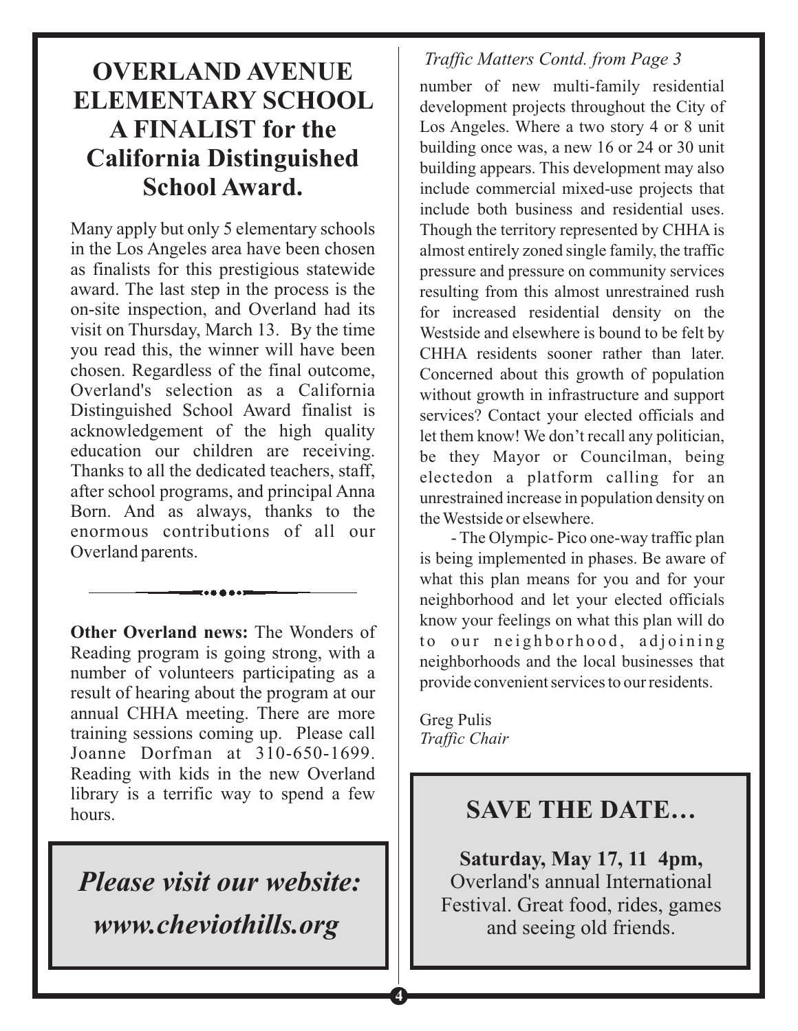## OVERLAND AVENUE ELEMENTARY SCHOOL A FINALIST for the California Distinguished School Award.

Many apply but only 5 elementary schools in the Los Angeles area have been chosen as finalists for this prestigious statewide award. The last step in the process is the on-site inspection, and Overland had its visit on Thursday, March 13. By the time you read this, the winner will have been chosen. Regardless of the final outcome, Overland's selection as a California Distinguished School Award finalist is acknowledgement of the high quality education our children are receiving. Thanks to all the dedicated teachers, staff, after school programs, and principal Anna Born. And as always, thanks to the enormous contributions of all our Overland parents.

---

**Other Overland news:** The Wonders of Reading program is going strong, with a number of volunteers participating as a result of hearing about the program at our annual CHHA meeting. There are more training sessions coming up. Please call Joanne Dorfman at 310-650-1699. Reading with kids in the new Overland library is a terrific way to spend a few hours.

> ***Please visit our website: www.cheviothills.org***

*Traffic Matters Contd. from Page 3*

number of new multi-family residential development projects throughout the City of Los Angeles. Where a two story 4 or 8 unit building once was, a new 16 or 24 or 30 unit building appears. This development may also include commercial mixed-use projects that include both business and residential uses. Though the territory represented by CHHA is almost entirely zoned single family, the traffic pressure and pressure on community services resulting from this almost unrestrained rush for increased residential density on the Westside and elsewhere is bound to be felt by CHHA residents sooner rather than later. Concerned about this growth of population without growth in infrastructure and support services? Contact your elected officials and let them know! We don't recall any politician, be they Mayor or Councilman, being electedon a platform calling for an unrestrained increase in population density on the Westside or elsewhere.

- The Olympic- Pico one-way traffic plan is being implemented in phases. Be aware of what this plan means for you and for your neighborhood and let your elected officials know your feelings on what this plan will do to our neighborhood, adjoining neighborhoods and the local businesses that provide convenient services to our residents.

Greg Pulis
*Traffic Chair*

## SAVE THE DATE…

**Saturday, May 17, 11 4pm,** Overland's annual International Festival. Great food, rides, games and seeing old friends.